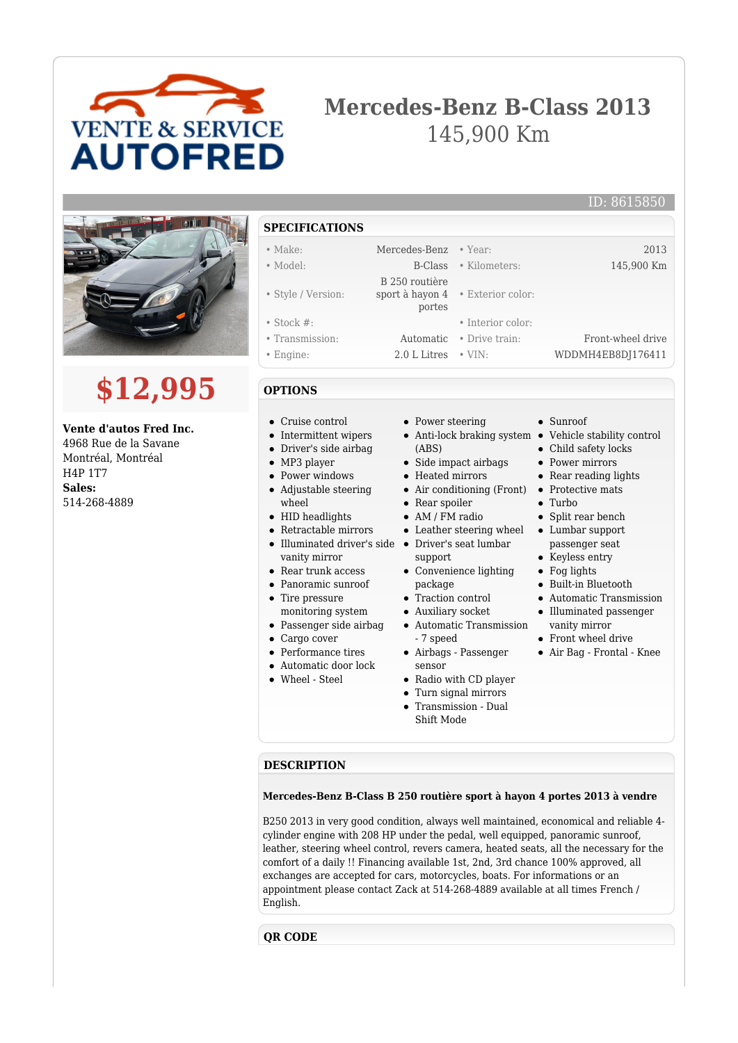VENTE & SERVICE AUTOFRED

# Mercedes-Benz B-Class 2013

145,900 Km

ID: 8615850

# $12,995

**Vente d'autos Fred Inc.**
4968 Rue de la Savane
Montréal, Montréal
H4P 1T7
**Sales:**
514-268-4889

## SPECIFICATIONS

| | | | |
|---|---|---|---|
| • Make: | Mercedes-Benz | • Year: | 2013 |
| • Model: | B-Class | • Kilometers: | 145,900 Km |
| • Style / Version: | B 250 routière sport à hayon 4 portes | • Exterior color: | |
| • Stock #: | | • Interior color: | |
| • Transmission: | Automatic | • Drive train: | Front-wheel drive |
| • Engine: | 2.0 L Litres | • VIN: | WDDMH4EB8DJ176411 |

## OPTIONS

- Cruise control
- Intermittent wipers
- Driver's side airbag
- MP3 player
- Power windows
- Adjustable steering wheel
- HID headlights
- Retractable mirrors
- Illuminated driver's side vanity mirror
- Rear trunk access
- Panoramic sunroof
- Tire pressure monitoring system
- Passenger side airbag
- Cargo cover
- Performance tires
- Automatic door lock
- Wheel - Steel
- Power steering
- Anti-lock braking system (ABS)
- Side impact airbags
- Heated mirrors
- Air conditioning (Front)
- Rear spoiler
- AM / FM radio
- Leather steering wheel
- Driver's seat lumbar support
- Convenience lighting package
- Traction control
- Auxiliary socket
- Automatic Transmission - 7 speed
- Airbags - Passenger sensor
- Radio with CD player
- Turn signal mirrors
- Transmission - Dual Shift Mode
- Sunroof
- Vehicle stability control
- Child safety locks
- Power mirrors
- Rear reading lights
- Protective mats
- Turbo
- Split rear bench
- Lumbar support passenger seat
- Keyless entry
- Fog lights
- Built-in Bluetooth
- Automatic Transmission
- Illuminated passenger vanity mirror
- Front wheel drive
- Air Bag - Frontal - Knee

## DESCRIPTION

**Mercedes-Benz B-Class B 250 routière sport à hayon 4 portes 2013 à vendre**

B250 2013 in very good condition, always well maintained, economical and reliable 4-cylinder engine with 208 HP under the pedal, well equipped, panoramic sunroof, leather, steering wheel control, revers camera, heated seats, all the necessary for the comfort of a daily !! Financing available 1st, 2nd, 3rd chance 100% approved, all exchanges are accepted for cars, motorcycles, boats. For informations or an appointment please contact Zack at 514-268-4889 available at all times French / English.

## QR CODE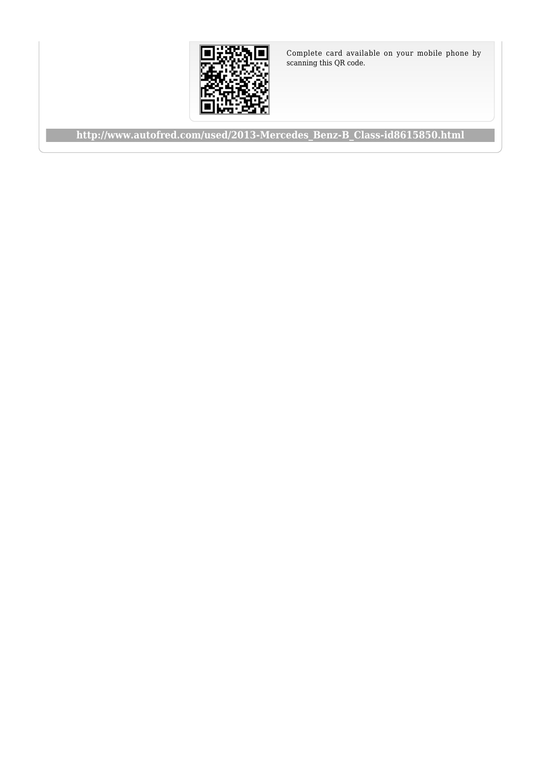Complete card available on your mobile phone by scanning this QR code.

**http://www.autofred.com/used/2013-Mercedes_Benz-B_Class-id8615850.html**